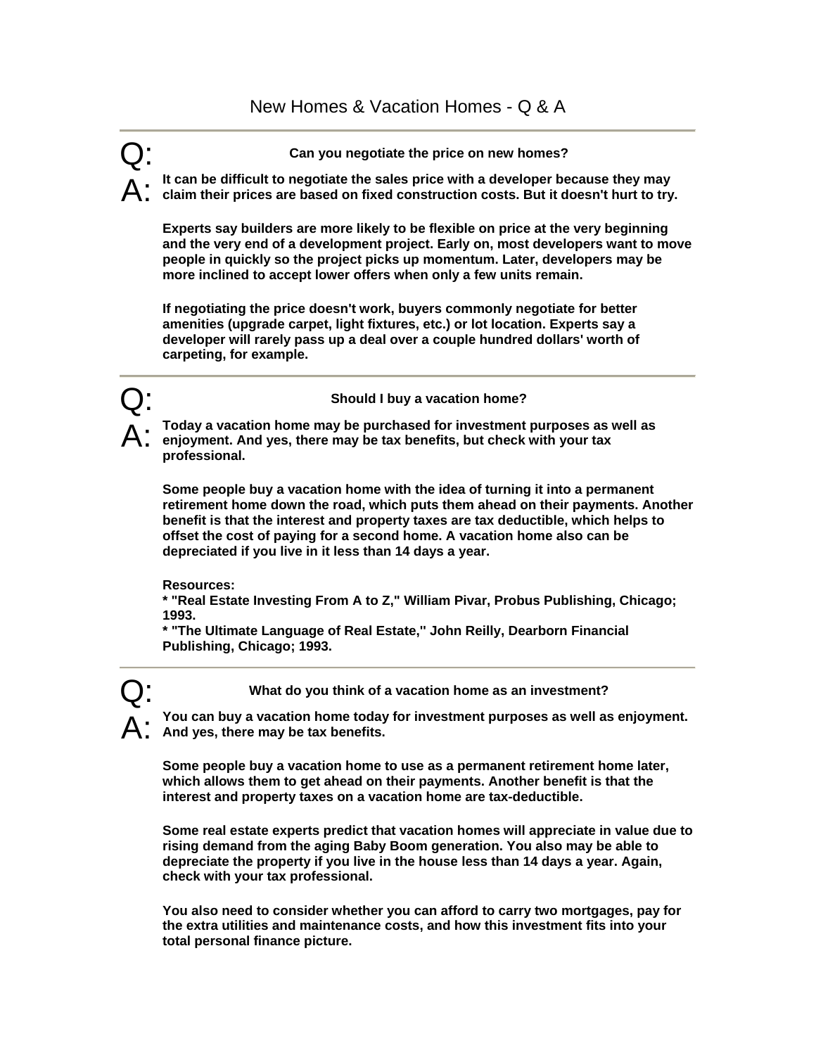# New Homes & Vacation Homes - Q & A

---

**Q: Can you negotiate the price on new homes?**

**A:** It can be difficult to negotiate the sales price with a developer because they may claim their prices are based on fixed construction costs. But it doesn't hurt to try.

Experts say builders are more likely to be flexible on price at the very beginning and the very end of a development project. Early on, most developers want to move people in quickly so the project picks up momentum. Later, developers may be more inclined to accept lower offers when only a few units remain.

If negotiating the price doesn't work, buyers commonly negotiate for better amenities (upgrade carpet, light fixtures, etc.) or lot location. Experts say a developer will rarely pass up a deal over a couple hundred dollars' worth of carpeting, for example.

---

**Q: Should I buy a vacation home?**

**A:** Today a vacation home may be purchased for investment purposes as well as enjoyment. And yes, there may be tax benefits, but check with your tax professional.

Some people buy a vacation home with the idea of turning it into a permanent retirement home down the road, which puts them ahead on their payments. Another benefit is that the interest and property taxes are tax deductible, which helps to offset the cost of paying for a second home. A vacation home also can be depreciated if you live in it less than 14 days a year.

Resources:
* "Real Estate Investing From A to Z," William Pivar, Probus Publishing, Chicago; 1993.
* "The Ultimate Language of Real Estate," John Reilly, Dearborn Financial Publishing, Chicago; 1993.

---

**Q: What do you think of a vacation home as an investment?**

**A:** You can buy a vacation home today for investment purposes as well as enjoyment. And yes, there may be tax benefits.

Some people buy a vacation home to use as a permanent retirement home later, which allows them to get ahead on their payments. Another benefit is that the interest and property taxes on a vacation home are tax-deductible.

Some real estate experts predict that vacation homes will appreciate in value due to rising demand from the aging Baby Boom generation. You also may be able to depreciate the property if you live in the house less than 14 days a year. Again, check with your tax professional.

You also need to consider whether you can afford to carry two mortgages, pay for the extra utilities and maintenance costs, and how this investment fits into your total personal finance picture.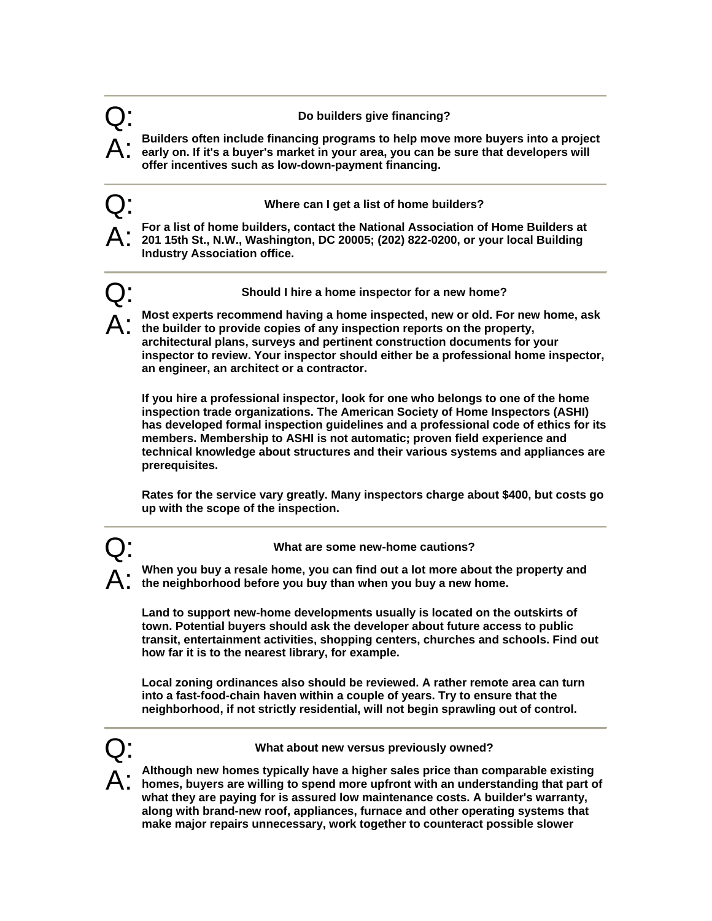---

**Q: Do builders give financing?**

**A:** **Builders often include financing programs to help move more buyers into a project early on. If it's a buyer's market in your area, you can be sure that developers will offer incentives such as low-down-payment financing.**

---

**Q: Where can I get a list of home builders?**

**A:** **For a list of home builders, contact the National Association of Home Builders at 201 15th St., N.W., Washington, DC 20005; (202) 822-0200, or your local Building Industry Association office.**

---

**Q: Should I hire a home inspector for a new home?**

**A:** **Most experts recommend having a home inspected, new or old. For new home, ask the builder to provide copies of any inspection reports on the property, architectural plans, surveys and pertinent construction documents for your inspector to review. Your inspector should either be a professional home inspector, an engineer, an architect or a contractor.**

**If you hire a professional inspector, look for one who belongs to one of the home inspection trade organizations. The American Society of Home Inspectors (ASHI) has developed formal inspection guidelines and a professional code of ethics for its members. Membership to ASHI is not automatic; proven field experience and technical knowledge about structures and their various systems and appliances are prerequisites.**

**Rates for the service vary greatly. Many inspectors charge about $400, but costs go up with the scope of the inspection.**

---

**Q: What are some new-home cautions?**

**A:** **When you buy a resale home, you can find out a lot more about the property and the neighborhood before you buy than when you buy a new home.**

**Land to support new-home developments usually is located on the outskirts of town. Potential buyers should ask the developer about future access to public transit, entertainment activities, shopping centers, churches and schools. Find out how far it is to the nearest library, for example.**

**Local zoning ordinances also should be reviewed. A rather remote area can turn into a fast-food-chain haven within a couple of years. Try to ensure that the neighborhood, if not strictly residential, will not begin sprawling out of control.**

---

**Q: What about new versus previously owned?**

**A:** **Although new homes typically have a higher sales price than comparable existing homes, buyers are willing to spend more upfront with an understanding that part of what they are paying for is assured low maintenance costs. A builder's warranty, along with brand-new roof, appliances, furnace and other operating systems that make major repairs unnecessary, work together to counteract possible slower**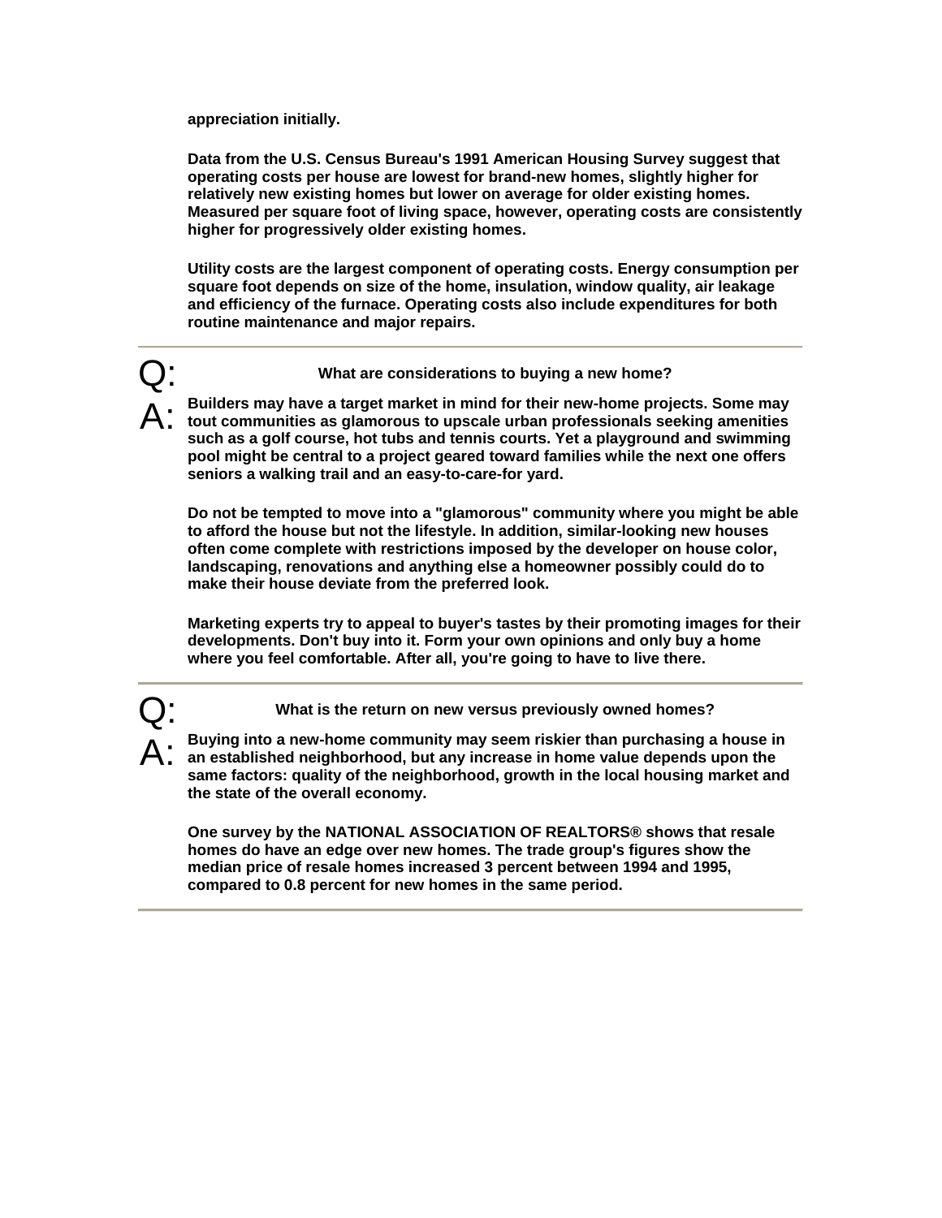**appreciation initially.**

**Data from the U.S. Census Bureau's 1991 American Housing Survey suggest that operating costs per house are lowest for brand-new homes, slightly higher for relatively new existing homes but lower on average for older existing homes. Measured per square foot of living space, however, operating costs are consistently higher for progressively older existing homes.**

**Utility costs are the largest component of operating costs. Energy consumption per square foot depends on size of the home, insulation, window quality, air leakage and efficiency of the furnace. Operating costs also include expenditures for both routine maintenance and major repairs.**

---

Q: **What are considerations to buying a new home?**

A: **Builders may have a target market in mind for their new-home projects. Some may tout communities as glamorous to upscale urban professionals seeking amenities such as a golf course, hot tubs and tennis courts. Yet a playground and swimming pool might be central to a project geared toward families while the next one offers seniors a walking trail and an easy-to-care-for yard.**

**Do not be tempted to move into a "glamorous" community where you might be able to afford the house but not the lifestyle. In addition, similar-looking new houses often come complete with restrictions imposed by the developer on house color, landscaping, renovations and anything else a homeowner possibly could do to make their house deviate from the preferred look.**

**Marketing experts try to appeal to buyer's tastes by their promoting images for their developments. Don't buy into it. Form your own opinions and only buy a home where you feel comfortable. After all, you're going to have to live there.**

---

Q: **What is the return on new versus previously owned homes?**

A: **Buying into a new-home community may seem riskier than purchasing a house in an established neighborhood, but any increase in home value depends upon the same factors: quality of the neighborhood, growth in the local housing market and the state of the overall economy.**

**One survey by the NATIONAL ASSOCIATION OF REALTORS® shows that resale homes do have an edge over new homes. The trade group's figures show the median price of resale homes increased 3 percent between 1994 and 1995, compared to 0.8 percent for new homes in the same period.**

---